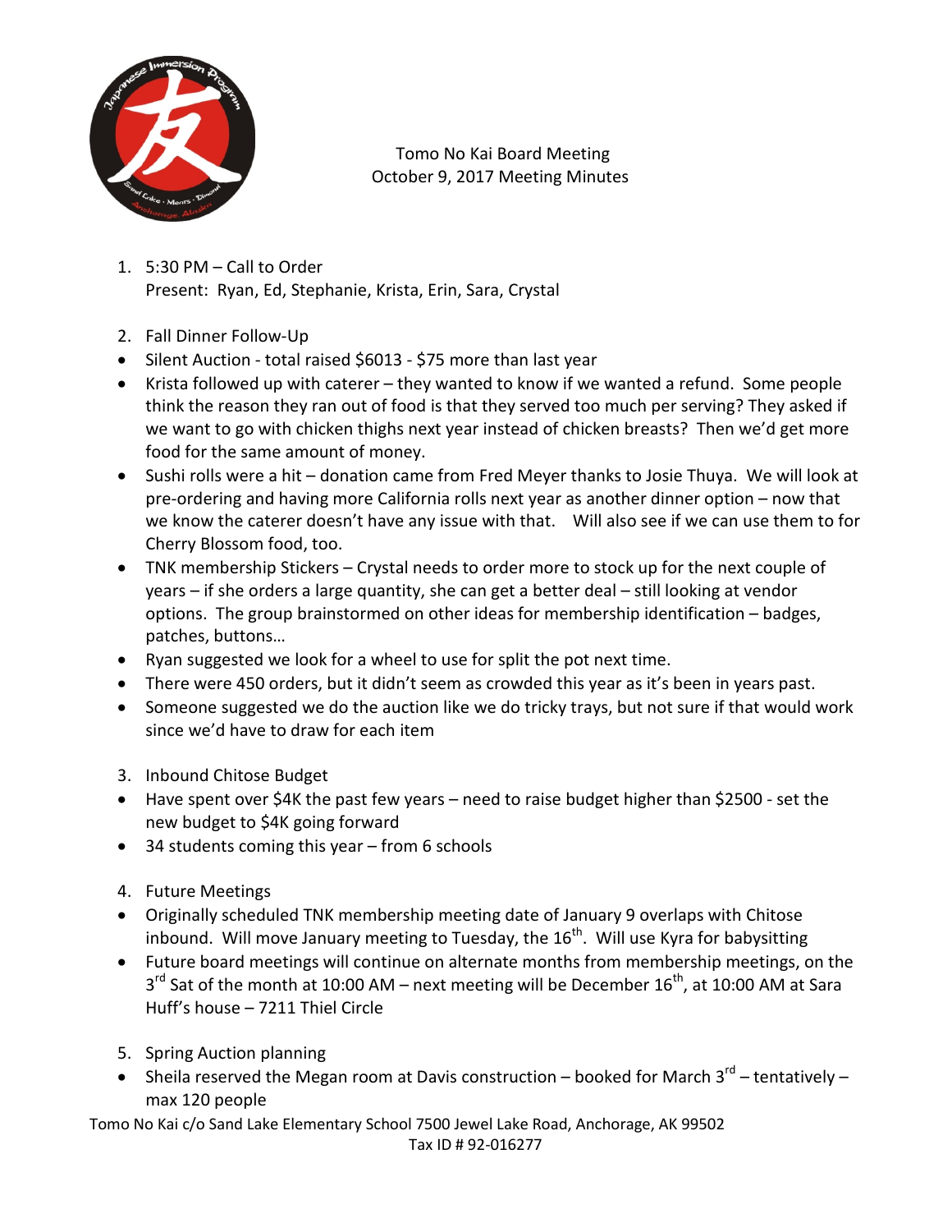Tomo No Kai Board Meeting
October 9, 2017 Meeting Minutes

1. 5:30 PM – Call to Order
   Present: Ryan, Ed, Stephanie, Krista, Erin, Sara, Crystal

2. Fall Dinner Follow-Up

- Silent Auction - total raised $6013 - $75 more than last year
- Krista followed up with caterer – they wanted to know if we wanted a refund. Some people think the reason they ran out of food is that they served too much per serving? They asked if we want to go with chicken thighs next year instead of chicken breasts? Then we'd get more food for the same amount of money.
- Sushi rolls were a hit – donation came from Fred Meyer thanks to Josie Thuya. We will look at pre-ordering and having more California rolls next year as another dinner option – now that we know the caterer doesn't have any issue with that. Will also see if we can use them to for Cherry Blossom food, too.
- TNK membership Stickers – Crystal needs to order more to stock up for the next couple of years – if she orders a large quantity, she can get a better deal – still looking at vendor options. The group brainstormed on other ideas for membership identification – badges, patches, buttons…
- Ryan suggested we look for a wheel to use for split the pot next time.
- There were 450 orders, but it didn't seem as crowded this year as it's been in years past.
- Someone suggested we do the auction like we do tricky trays, but not sure if that would work since we'd have to draw for each item

3. Inbound Chitose Budget

- Have spent over $4K the past few years – need to raise budget higher than $2500 - set the new budget to $4K going forward
- 34 students coming this year – from 6 schools

4. Future Meetings

- Originally scheduled TNK membership meeting date of January 9 overlaps with Chitose inbound. Will move January meeting to Tuesday, the 16th. Will use Kyra for babysitting
- Future board meetings will continue on alternate months from membership meetings, on the 3rd Sat of the month at 10:00 AM – next meeting will be December 16th, at 10:00 AM at Sara Huff's house – 7211 Thiel Circle

5. Spring Auction planning

- Sheila reserved the Megan room at Davis construction – booked for March 3rd – tentatively – max 120 people

Tomo No Kai c/o Sand Lake Elementary School 7500 Jewel Lake Road, Anchorage, AK 99502
Tax ID # 92-016277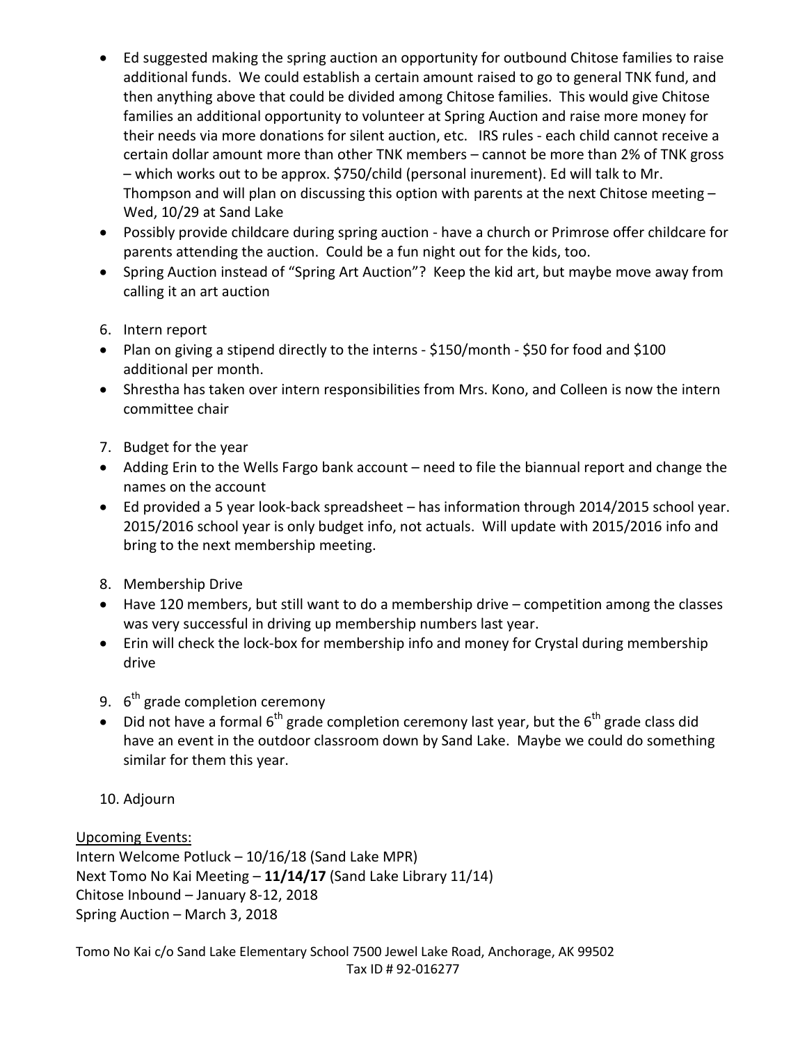- Ed suggested making the spring auction an opportunity for outbound Chitose families to raise additional funds. We could establish a certain amount raised to go to general TNK fund, and then anything above that could be divided among Chitose families. This would give Chitose families an additional opportunity to volunteer at Spring Auction and raise more money for their needs via more donations for silent auction, etc. IRS rules - each child cannot receive a certain dollar amount more than other TNK members – cannot be more than 2% of TNK gross – which works out to be approx. $750/child (personal inurement). Ed will talk to Mr. Thompson and will plan on discussing this option with parents at the next Chitose meeting – Wed, 10/29 at Sand Lake
- Possibly provide childcare during spring auction - have a church or Primrose offer childcare for parents attending the auction. Could be a fun night out for the kids, too.
- Spring Auction instead of "Spring Art Auction"? Keep the kid art, but maybe move away from calling it an art auction

6. Intern report

- Plan on giving a stipend directly to the interns - $150/month - $50 for food and $100 additional per month.
- Shrestha has taken over intern responsibilities from Mrs. Kono, and Colleen is now the intern committee chair

7. Budget for the year

- Adding Erin to the Wells Fargo bank account – need to file the biannual report and change the names on the account
- Ed provided a 5 year look-back spreadsheet – has information through 2014/2015 school year. 2015/2016 school year is only budget info, not actuals. Will update with 2015/2016 info and bring to the next membership meeting.

8. Membership Drive

- Have 120 members, but still want to do a membership drive – competition among the classes was very successful in driving up membership numbers last year.
- Erin will check the lock-box for membership info and money for Crystal during membership drive

9. 6th grade completion ceremony

- Did not have a formal 6th grade completion ceremony last year, but the 6th grade class did have an event in the outdoor classroom down by Sand Lake. Maybe we could do something similar for them this year.

10. Adjourn

Upcoming Events:
Intern Welcome Potluck – 10/16/18 (Sand Lake MPR)
Next Tomo No Kai Meeting – **11/14/17** (Sand Lake Library 11/14)
Chitose Inbound – January 8-12, 2018
Spring Auction – March 3, 2018

Tomo No Kai c/o Sand Lake Elementary School 7500 Jewel Lake Road, Anchorage, AK 99502
Tax ID # 92-016277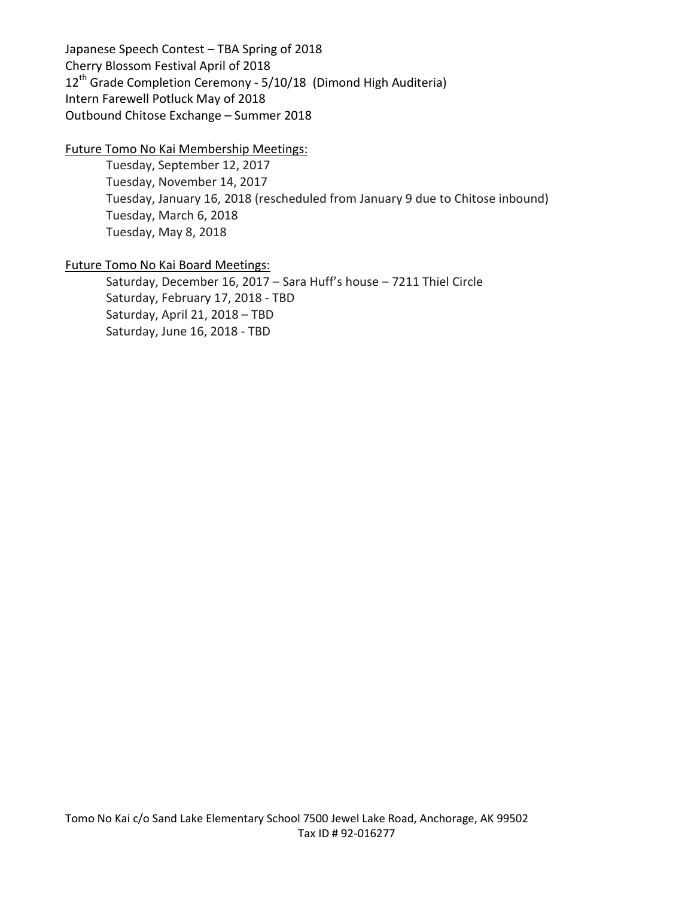Japanese Speech Contest – TBA Spring of 2018
Cherry Blossom Festival April of 2018
12th Grade Completion Ceremony - 5/10/18 (Dimond High Auditeria)
Intern Farewell Potluck May of 2018
Outbound Chitose Exchange – Summer 2018

<u>Future Tomo No Kai Membership Meetings:</u>

- Tuesday, September 12, 2017
- Tuesday, November 14, 2017
- Tuesday, January 16, 2018 (rescheduled from January 9 due to Chitose inbound)
- Tuesday, March 6, 2018
- Tuesday, May 8, 2018

<u>Future Tomo No Kai Board Meetings:</u>

- Saturday, December 16, 2017 – Sara Huff's house – 7211 Thiel Circle
- Saturday, February 17, 2018 - TBD
- Saturday, April 21, 2018 – TBD
- Saturday, June 16, 2018 - TBD